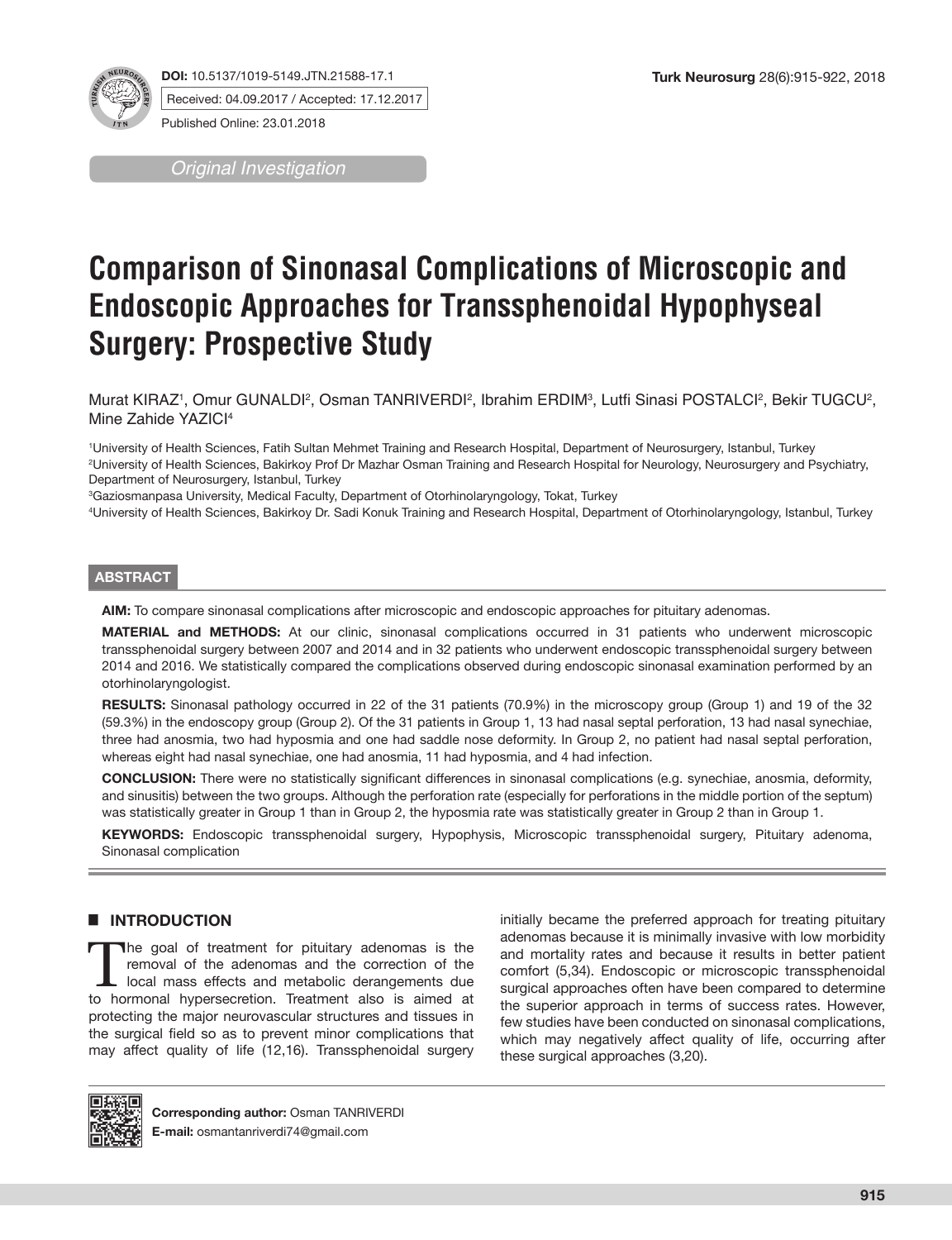DOI: 10.5137/1019-5149.JTN.21588-17.1

Received: 04.09.2017 / Accepted: 17.12.2017

Published Online: 23.01.2018

*Original Investigation*

# Comparison of Sinonasal Complications of Microscopic and Endoscopic Approaches for Transsphenoidal Hypophyseal Surgery: Prospective Study

Murat KIRAZ[1], Omur GUNALDI[2], Osman TANRIVERDI[2], Ibrahim ERDIM[3], Lutfi Sinasi POSTALCI[2], Bekir TUGCU[2], Mine Zahide YAZICI[4]

[1]University of Health Sciences, Fatih Sultan Mehmet Training and Research Hospital, Department of Neurosurgery, Istanbul, Turkey
[2]University of Health Sciences, Bakirkoy Prof Dr Mazhar Osman Training and Research Hospital for Neurology, Neurosurgery and Psychiatry, Department of Neurosurgery, Istanbul, Turkey
[3]Gaziosmanpasa University, Medical Faculty, Department of Otorhinolaryngology, Tokat, Turkey
[4]University of Health Sciences, Bakirkoy Dr. Sadi Konuk Training and Research Hospital, Department of Otorhinolaryngology, Istanbul, Turkey

## ABSTRACT

**AIM:** To compare sinonasal complications after microscopic and endoscopic approaches for pituitary adenomas.

**MATERIAL and METHODS:** At our clinic, sinonasal complications occurred in 31 patients who underwent microscopic transsphenoidal surgery between 2007 and 2014 and in 32 patients who underwent endoscopic transsphenoidal surgery between 2014 and 2016. We statistically compared the complications observed during endoscopic sinonasal examination performed by an otorhinolaryngologist.

**RESULTS:** Sinonasal pathology occurred in 22 of the 31 patients (70.9%) in the microscopy group (Group 1) and 19 of the 32 (59.3%) in the endoscopy group (Group 2). Of the 31 patients in Group 1, 13 had nasal septal perforation, 13 had nasal synechiae, three had anosmia, two had hyposmia and one had saddle nose deformity. In Group 2, no patient had nasal septal perforation, whereas eight had nasal synechiae, one had anosmia, 11 had hyposmia, and 4 had infection.

**CONCLUSION:** There were no statistically significant differences in sinonasal complications (e.g. synechiae, anosmia, deformity, and sinusitis) between the two groups. Although the perforation rate (especially for perforations in the middle portion of the septum) was statistically greater in Group 1 than in Group 2, the hyposmia rate was statistically greater in Group 2 than in Group 1.

**KEYWORDS:** Endoscopic transsphenoidal surgery, Hypophysis, Microscopic transsphenoidal surgery, Pituitary adenoma, Sinonasal complication

## INTRODUCTION

The goal of treatment for pituitary adenomas is the removal of the adenomas and the correction of the local mass effects and metabolic derangements due to hormonal hypersecretion. Treatment also is aimed at protecting the major neurovascular structures and tissues in the surgical field so as to prevent minor complications that may affect quality of life (12,16). Transsphenoidal surgery initially became the preferred approach for treating pituitary adenomas because it is minimally invasive with low morbidity and mortality rates and because it results in better patient comfort (5,34). Endoscopic or microscopic transsphenoidal surgical approaches often have been compared to determine the superior approach in terms of success rates. However, few studies have been conducted on sinonasal complications, which may negatively affect quality of life, occurring after these surgical approaches (3,20).

**Corresponding author:** Osman TANRIVERDI
**E-mail:** osmantanriverdi74@gmail.com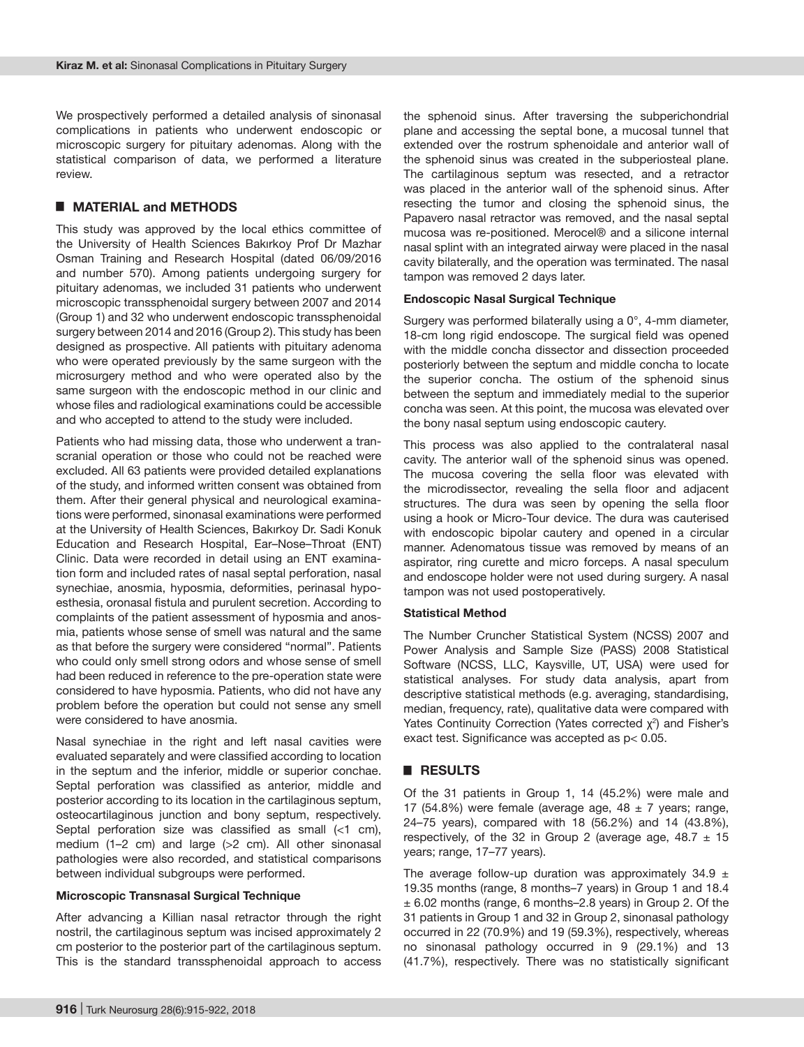We prospectively performed a detailed analysis of sinonasal complications in patients who underwent endoscopic or microscopic surgery for pituitary adenomas. Along with the statistical comparison of data, we performed a literature review.

## ■ MATERIAL and METHODS

This study was approved by the local ethics committee of the University of Health Sciences Bakırkoy Prof Dr Mazhar Osman Training and Research Hospital (dated 06/09/2016 and number 570). Among patients undergoing surgery for pituitary adenomas, we included 31 patients who underwent microscopic transsphenoidal surgery between 2007 and 2014 (Group 1) and 32 who underwent endoscopic transsphenoidal surgery between 2014 and 2016 (Group 2). This study has been designed as prospective. All patients with pituitary adenoma who were operated previously by the same surgeon with the microsurgery method and who were operated also by the same surgeon with the endoscopic method in our clinic and whose files and radiological examinations could be accessible and who accepted to attend to the study were included.

Patients who had missing data, those who underwent a transcranial operation or those who could not be reached were excluded. All 63 patients were provided detailed explanations of the study, and informed written consent was obtained from them. After their general physical and neurological examinations were performed, sinonasal examinations were performed at the University of Health Sciences, Bakırkoy Dr. Sadi Konuk Education and Research Hospital, Ear–Nose–Throat (ENT) Clinic. Data were recorded in detail using an ENT examination form and included rates of nasal septal perforation, nasal synechiae, anosmia, hyposmia, deformities, perinasal hypoesthesia, oronasal fistula and purulent secretion. According to complaints of the patient assessment of hyposmia and anosmia, patients whose sense of smell was natural and the same as that before the surgery were considered "normal". Patients who could only smell strong odors and whose sense of smell had been reduced in reference to the pre-operation state were considered to have hyposmia. Patients, who did not have any problem before the operation but could not sense any smell were considered to have anosmia.

Nasal synechiae in the right and left nasal cavities were evaluated separately and were classified according to location in the septum and the inferior, middle or superior conchae. Septal perforation was classified as anterior, middle and posterior according to its location in the cartilaginous septum, osteocartilaginous junction and bony septum, respectively. Septal perforation size was classified as small (<1 cm), medium (1–2 cm) and large (>2 cm). All other sinonasal pathologies were also recorded, and statistical comparisons between individual subgroups were performed.

### Microscopic Transnasal Surgical Technique

After advancing a Killian nasal retractor through the right nostril, the cartilaginous septum was incised approximately 2 cm posterior to the posterior part of the cartilaginous septum. This is the standard transsphenoidal approach to access the sphenoid sinus. After traversing the subperichondrial plane and accessing the septal bone, a mucosal tunnel that extended over the rostrum sphenoidale and anterior wall of the sphenoid sinus was created in the subperiosteal plane. The cartilaginous septum was resected, and a retractor was placed in the anterior wall of the sphenoid sinus. After resecting the tumor and closing the sphenoid sinus, the Papavero nasal retractor was removed, and the nasal septal mucosa was re-positioned. Merocel® and a silicone internal nasal splint with an integrated airway were placed in the nasal cavity bilaterally, and the operation was terminated. The nasal tampon was removed 2 days later.

### Endoscopic Nasal Surgical Technique

Surgery was performed bilaterally using a 0°, 4-mm diameter, 18-cm long rigid endoscope. The surgical field was opened with the middle concha dissector and dissection proceeded posteriorly between the septum and middle concha to locate the superior concha. The ostium of the sphenoid sinus between the septum and immediately medial to the superior concha was seen. At this point, the mucosa was elevated over the bony nasal septum using endoscopic cautery.

This process was also applied to the contralateral nasal cavity. The anterior wall of the sphenoid sinus was opened. The mucosa covering the sella floor was elevated with the microdissector, revealing the sella floor and adjacent structures. The dura was seen by opening the sella floor using a hook or Micro-Tour device. The dura was cauterised with endoscopic bipolar cautery and opened in a circular manner. Adenomatous tissue was removed by means of an aspirator, ring curette and micro forceps. A nasal speculum and endoscope holder were not used during surgery. A nasal tampon was not used postoperatively.

### Statistical Method

The Number Cruncher Statistical System (NCSS) 2007 and Power Analysis and Sample Size (PASS) 2008 Statistical Software (NCSS, LLC, Kaysville, UT, USA) were used for statistical analyses. For study data analysis, apart from descriptive statistical methods (e.g. averaging, standardising, median, frequency, rate), qualitative data were compared with Yates Continuity Correction (Yates corrected $\chi^2$) and Fisher's exact test. Significance was accepted as $p < 0.05$.

## ■ RESULTS

Of the 31 patients in Group 1, 14 (45.2%) were male and 17 (54.8%) were female (average age, 48 ± 7 years; range, 24–75 years), compared with 18 (56.2%) and 14 (43.8%), respectively, of the 32 in Group 2 (average age, 48.7 ± 15 years; range, 17–77 years).

The average follow-up duration was approximately 34.9 ± 19.35 months (range, 8 months–7 years) in Group 1 and 18.4 ± 6.02 months (range, 6 months–2.8 years) in Group 2. Of the 31 patients in Group 1 and 32 in Group 2, sinonasal pathology occurred in 22 (70.9%) and 19 (59.3%), respectively, whereas no sinonasal pathology occurred in 9 (29.1%) and 13 (41.7%), respectively. There was no statistically significant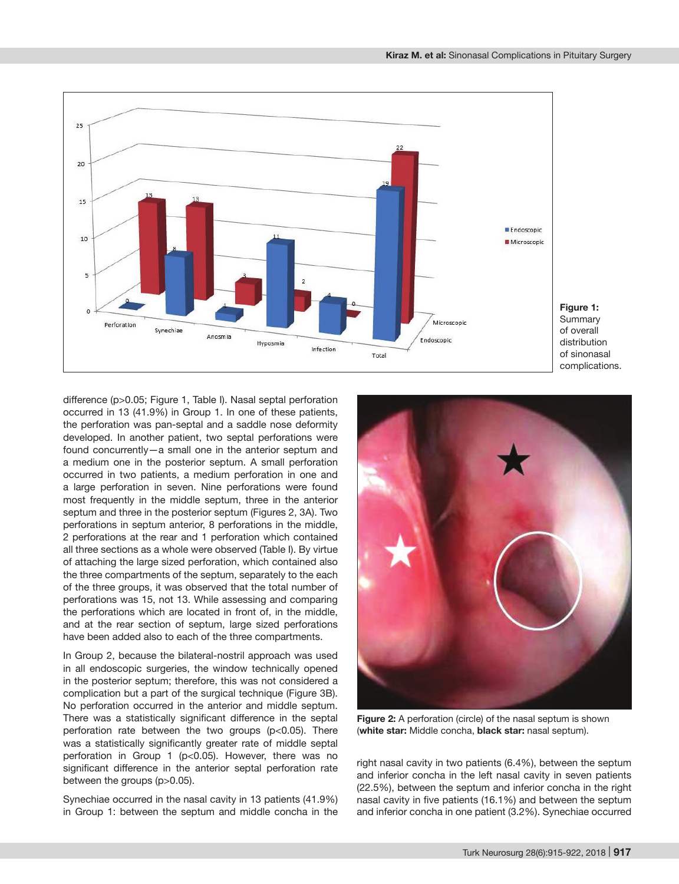25

20

15

10

5

0

13

13

8

0

1

3

11

2

4

0

19

22

Endoscopic

Microscopic

Perforation

Synechiae

Anosmia

Hyposmia

Infection

Total

Microscopic

Endoscopic

**Figure 1:** Summary of overall distribution of sinonasal complications.

difference (p>0.05; Figure 1, Table I). Nasal septal perforation occurred in 13 (41.9%) in Group 1. In one of these patients, the perforation was pan-septal and a saddle nose deformity developed. In another patient, two septal perforations were found concurrently—a small one in the anterior septum and a medium one in the posterior septum. A small perforation occurred in two patients, a medium perforation in one and a large perforation in seven. Nine perforations were found most frequently in the middle septum, three in the anterior septum and three in the posterior septum (Figures 2, 3A). Two perforations in septum anterior, 8 perforations in the middle, 2 perforations at the rear and 1 perforation which contained all three sections as a whole were observed (Table I). By virtue of attaching the large sized perforation, which contained also the three compartments of the septum, separately to the each of the three groups, it was observed that the total number of perforations was 15, not 13. While assessing and comparing the perforations which are located in front of, in the middle, and at the rear section of septum, large sized perforations have been added also to each of the three compartments.

In Group 2, because the bilateral-nostril approach was used in all endoscopic surgeries, the window technically opened in the posterior septum; therefore, this was not considered a complication but a part of the surgical technique (Figure 3B). No perforation occurred in the anterior and middle septum. There was a statistically significant difference in the septal perforation rate between the two groups (p<0.05). There was a statistically significantly greater rate of middle septal perforation in Group 1 (p<0.05). However, there was no significant difference in the anterior septal perforation rate between the groups (p>0.05).

Synechiae occurred in the nasal cavity in 13 patients (41.9%) in Group 1: between the septum and middle concha in the right nasal cavity in two patients (6.4%), between the septum and inferior concha in the left nasal cavity in seven patients (22.5%), between the septum and inferior concha in the right nasal cavity in five patients (16.1%) and between the septum and inferior concha in one patient (3.2%). Synechiae occurred

**Figure 2:** A perforation (circle) of the nasal septum is shown (**white star:** Middle concha, **black star:** nasal septum).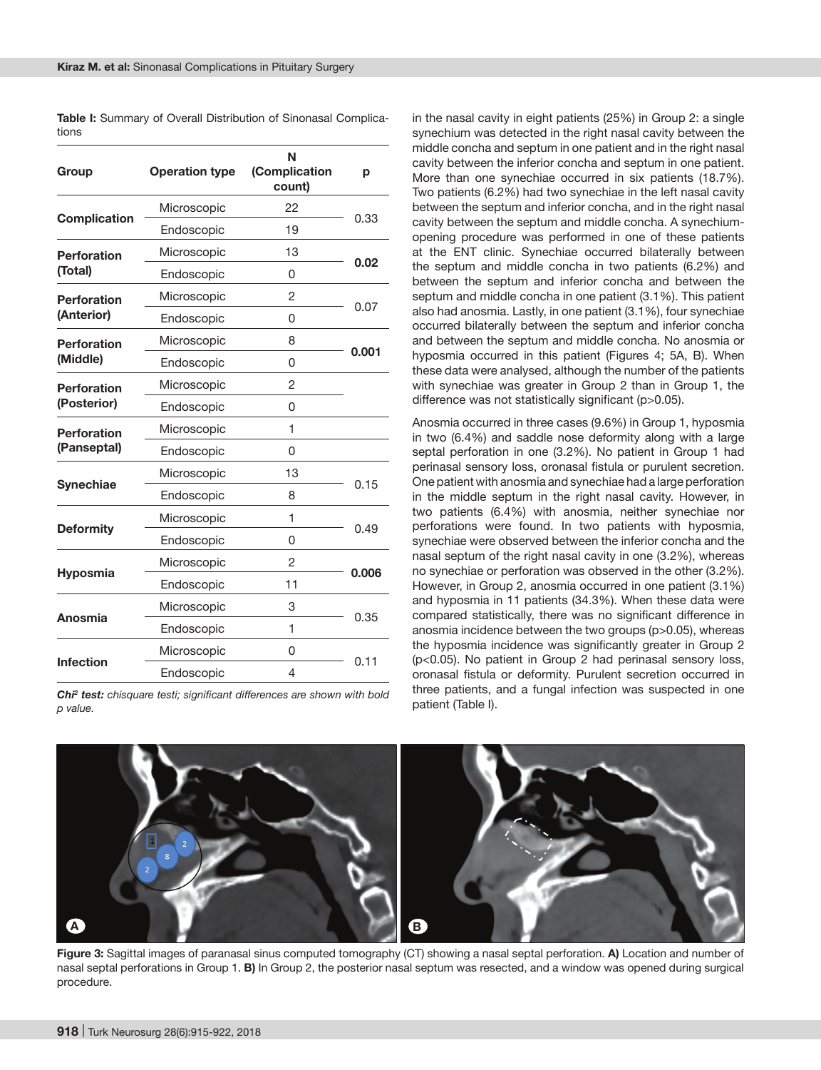**Table I:** Summary of Overall Distribution of Sinonasal Complications

| Group | Operation type | N (Complication count) | p |
|---|---|---|---|
| **Complication** | Microscopic | 22 | 0.33 |
| | Endoscopic | 19 | |
| **Perforation (Total)** | Microscopic | 13 | **0.02** |
| | Endoscopic | 0 | |
| **Perforation (Anterior)** | Microscopic | 2 | 0.07 |
| | Endoscopic | 0 | |
| **Perforation (Middle)** | Microscopic | 8 | **0.001** |
| | Endoscopic | 0 | |
| **Perforation (Posterior)** | Microscopic | 2 | |
| | Endoscopic | 0 | |
| **Perforation (Panseptal)** | Microscopic | 1 | |
| | Endoscopic | 0 | |
| **Synechiae** | Microscopic | 13 | 0.15 |
| | Endoscopic | 8 | |
| **Deformity** | Microscopic | 1 | 0.49 |
| | Endoscopic | 0 | |
| **Hyposmia** | Microscopic | 2 | **0.006** |
| | Endoscopic | 11 | |
| **Anosmia** | Microscopic | 3 | 0.35 |
| | Endoscopic | 1 | |
| **Infection** | Microscopic | 0 | 0.11 |
| | Endoscopic | 4 | |

***Chi$^2$* test:** *chisquare testi; significant differences are shown with bold p value.*

in the nasal cavity in eight patients (25%) in Group 2: a single synechium was detected in the right nasal cavity between the middle concha and septum in one patient and in the right nasal cavity between the inferior concha and septum in one patient. More than one synechiae occurred in six patients (18.7%). Two patients (6.2%) had two synechiae in the left nasal cavity between the septum and inferior concha, and in the right nasal cavity between the septum and middle concha. A synechium-opening procedure was performed in one of these patients at the ENT clinic. Synechiae occurred bilaterally between the septum and middle concha in two patients (6.2%) and between the septum and inferior concha and between the septum and middle concha in one patient (3.1%). This patient also had anosmia. Lastly, in one patient (3.1%), four synechiae occurred bilaterally between the septum and inferior concha and between the septum and middle concha. No anosmia or hyposmia occurred in this patient (Figures 4; 5A, B). When these data were analysed, although the number of the patients with synechiae was greater in Group 2 than in Group 1, the difference was not statistically significant ($p>0.05$).

Anosmia occurred in three cases (9.6%) in Group 1, hyposmia in two (6.4%) and saddle nose deformity along with a large septal perforation in one (3.2%). No patient in Group 1 had perinasal sensory loss, oronasal fistula or purulent secretion. One patient with anosmia and synechiae had a large perforation in the middle septum in the right nasal cavity. However, in two patients (6.4%) with anosmia, neither synechiae nor perforations were found. In two patients with hyposmia, synechiae were observed between the inferior concha and the nasal septum of the right nasal cavity in one (3.2%), whereas no synechiae or perforation was observed in the other (3.2%). However, in Group 2, anosmia occurred in one patient (3.1%) and hyposmia in 11 patients (34.3%). When these data were compared statistically, there was no significant difference in anosmia incidence between the two groups ($p>0.05$), whereas the hyposmia incidence was significantly greater in Group 2 ($p<0.05$). No patient in Group 2 had perinasal sensory loss, oronasal fistula or deformity. Purulent secretion occurred in three patients, and a fungal infection was suspected in one patient (Table I).

**Figure 3:** Sagittal images of paranasal sinus computed tomography (CT) showing a nasal septal perforation. **A)** Location and number of nasal septal perforations in Group 1. **B)** In Group 2, the posterior nasal septum was resected, and a window was opened during surgical procedure.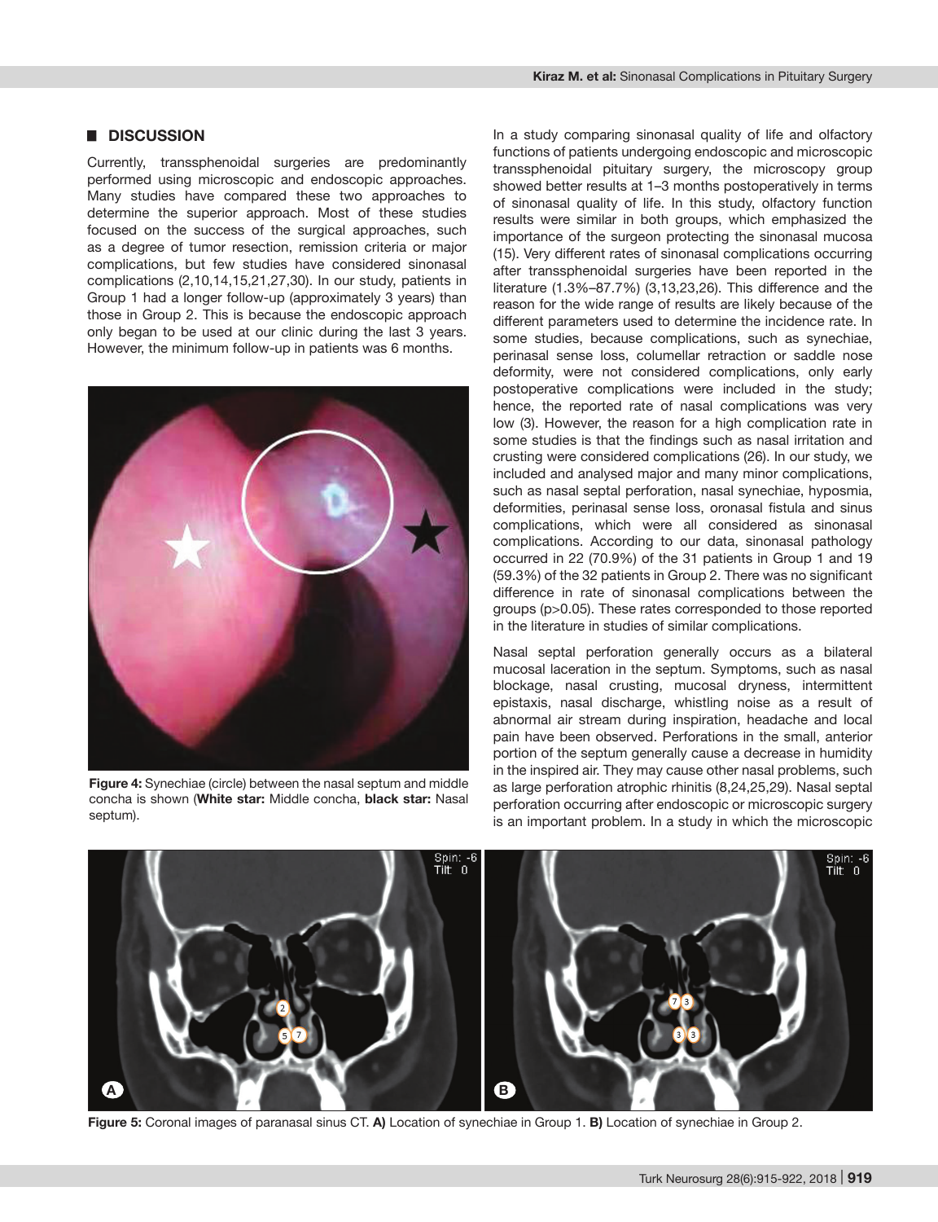## DISCUSSION

Currently, transsphenoidal surgeries are predominantly performed using microscopic and endoscopic approaches. Many studies have compared these two approaches to determine the superior approach. Most of these studies focused on the success of the surgical approaches, such as a degree of tumor resection, remission criteria or major complications, but few studies have considered sinonasal complications (2,10,14,15,21,27,30). In our study, patients in Group 1 had a longer follow-up (approximately 3 years) than those in Group 2. This is because the endoscopic approach only began to be used at our clinic during the last 3 years. However, the minimum follow-up in patients was 6 months.

**Figure 4:** Synechiae (circle) between the nasal septum and middle concha is shown (**White star:** Middle concha, **black star:** Nasal septum).

In a study comparing sinonasal quality of life and olfactory functions of patients undergoing endoscopic and microscopic transsphenoidal pituitary surgery, the microscopy group showed better results at 1–3 months postoperatively in terms of sinonasal quality of life. In this study, olfactory function results were similar in both groups, which emphasized the importance of the surgeon protecting the sinonasal mucosa (15). Very different rates of sinonasal complications occurring after transsphenoidal surgeries have been reported in the literature (1.3%–87.7%) (3,13,23,26). This difference and the reason for the wide range of results are likely because of the different parameters used to determine the incidence rate. In some studies, because complications, such as synechiae, perinasal sense loss, columellar retraction or saddle nose deformity, were not considered complications, only early postoperative complications were included in the study; hence, the reported rate of nasal complications was very low (3). However, the reason for a high complication rate in some studies is that the findings such as nasal irritation and crusting were considered complications (26). In our study, we included and analysed major and many minor complications, such as nasal septal perforation, nasal synechiae, hyposmia, deformities, perinasal sense loss, oronasal fistula and sinus complications, which were all considered as sinonasal complications. According to our data, sinonasal pathology occurred in 22 (70.9%) of the 31 patients in Group 1 and 19 (59.3%) of the 32 patients in Group 2. There was no significant difference in rate of sinonasal complications between the groups (p>0.05). These rates corresponded to those reported in the literature in studies of similar complications.

Nasal septal perforation generally occurs as a bilateral mucosal laceration in the septum. Symptoms, such as nasal blockage, nasal crusting, mucosal dryness, intermittent epistaxis, nasal discharge, whistling noise as a result of abnormal air stream during inspiration, headache and local pain have been observed. Perforations in the small, anterior portion of the septum generally cause a decrease in humidity in the inspired air. They may cause other nasal problems, such as large perforation atrophic rhinitis (8,24,25,29). Nasal septal perforation occurring after endoscopic or microscopic surgery is an important problem. In a study in which the microscopic

**Figure 5:** Coronal images of paranasal sinus CT. **A)** Location of synechiae in Group 1. **B)** Location of synechiae in Group 2.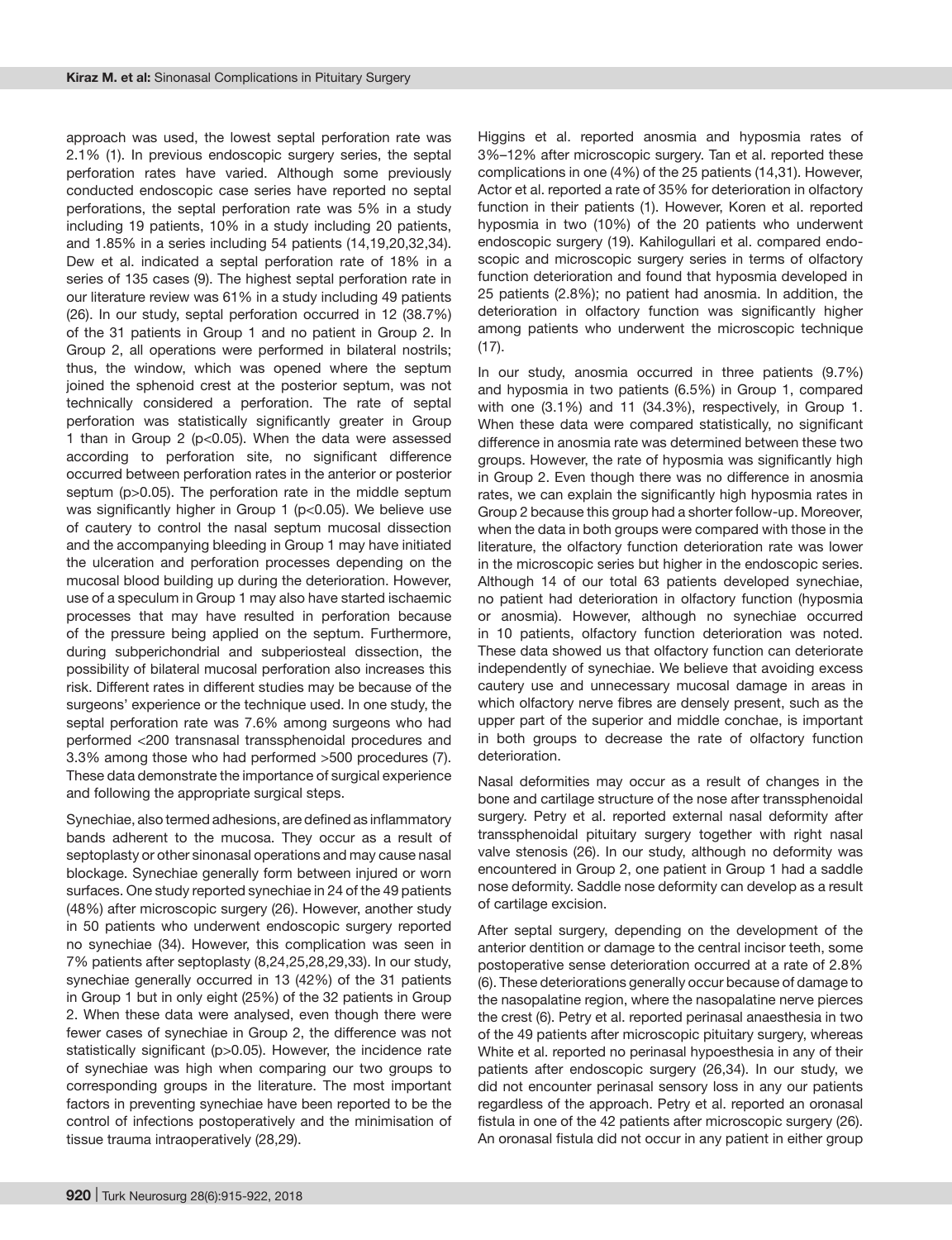approach was used, the lowest septal perforation rate was 2.1% (1). In previous endoscopic surgery series, the septal perforation rates have varied. Although some previously conducted endoscopic case series have reported no septal perforations, the septal perforation rate was 5% in a study including 19 patients, 10% in a study including 20 patients, and 1.85% in a series including 54 patients (14,19,20,32,34). Dew et al. indicated a septal perforation rate of 18% in a series of 135 cases (9). The highest septal perforation rate in our literature review was 61% in a study including 49 patients (26). In our study, septal perforation occurred in 12 (38.7%) of the 31 patients in Group 1 and no patient in Group 2. In Group 2, all operations were performed in bilateral nostrils; thus, the window, which was opened where the septum joined the sphenoid crest at the posterior septum, was not technically considered a perforation. The rate of septal perforation was statistically significantly greater in Group 1 than in Group 2 ($p<0.05$). When the data were assessed according to perforation site, no significant difference occurred between perforation rates in the anterior or posterior septum ($p>0.05$). The perforation rate in the middle septum was significantly higher in Group 1 ($p<0.05$). We believe use of cautery to control the nasal septum mucosal dissection and the accompanying bleeding in Group 1 may have initiated the ulceration and perforation processes depending on the mucosal blood building up during the deterioration. However, use of a speculum in Group 1 may also have started ischaemic processes that may have resulted in perforation because of the pressure being applied on the septum. Furthermore, during subperichondrial and subperiosteal dissection, the possibility of bilateral mucosal perforation also increases this risk. Different rates in different studies may be because of the surgeons' experience or the technique used. In one study, the septal perforation rate was 7.6% among surgeons who had performed <200 transnasal transsphenoidal procedures and 3.3% among those who had performed >500 procedures (7). These data demonstrate the importance of surgical experience and following the appropriate surgical steps.

Synechiae, also termed adhesions, are defined as inflammatory bands adherent to the mucosa. They occur as a result of septoplasty or other sinonasal operations and may cause nasal blockage. Synechiae generally form between injured or worn surfaces. One study reported synechiae in 24 of the 49 patients (48%) after microscopic surgery (26). However, another study in 50 patients who underwent endoscopic surgery reported no synechiae (34). However, this complication was seen in 7% patients after septoplasty (8,24,25,28,29,33). In our study, synechiae generally occurred in 13 (42%) of the 31 patients in Group 1 but in only eight (25%) of the 32 patients in Group 2. When these data were analysed, even though there were fewer cases of synechiae in Group 2, the difference was not statistically significant ($p>0.05$). However, the incidence rate of synechiae was high when comparing our two groups to corresponding groups in the literature. The most important factors in preventing synechiae have been reported to be the control of infections postoperatively and the minimisation of tissue trauma intraoperatively (28,29).

Higgins et al. reported anosmia and hyposmia rates of 3%–12% after microscopic surgery. Tan et al. reported these complications in one (4%) of the 25 patients (14,31). However, Actor et al. reported a rate of 35% for deterioration in olfactory function in their patients (1). However, Koren et al. reported hyposmia in two (10%) of the 20 patients who underwent endoscopic surgery (19). Kahilogullari et al. compared endoscopic and microscopic surgery series in terms of olfactory function deterioration and found that hyposmia developed in 25 patients (2.8%); no patient had anosmia. In addition, the deterioration in olfactory function was significantly higher among patients who underwent the microscopic technique (17).

In our study, anosmia occurred in three patients (9.7%) and hyposmia in two patients (6.5%) in Group 1, compared with one (3.1%) and 11 (34.3%), respectively, in Group 1. When these data were compared statistically, no significant difference in anosmia rate was determined between these two groups. However, the rate of hyposmia was significantly high in Group 2. Even though there was no difference in anosmia rates, we can explain the significantly high hyposmia rates in Group 2 because this group had a shorter follow-up. Moreover, when the data in both groups were compared with those in the literature, the olfactory function deterioration rate was lower in the microscopic series but higher in the endoscopic series. Although 14 of our total 63 patients developed synechiae, no patient had deterioration in olfactory function (hyposmia or anosmia). However, although no synechiae occurred in 10 patients, olfactory function deterioration was noted. These data showed us that olfactory function can deteriorate independently of synechiae. We believe that avoiding excess cautery use and unnecessary mucosal damage in areas in which olfactory nerve fibres are densely present, such as the upper part of the superior and middle conchae, is important in both groups to decrease the rate of olfactory function deterioration.

Nasal deformities may occur as a result of changes in the bone and cartilage structure of the nose after transsphenoidal surgery. Petry et al. reported external nasal deformity after transsphenoidal pituitary surgery together with right nasal valve stenosis (26). In our study, although no deformity was encountered in Group 2, one patient in Group 1 had a saddle nose deformity. Saddle nose deformity can develop as a result of cartilage excision.

After septal surgery, depending on the development of the anterior dentition or damage to the central incisor teeth, some postoperative sense deterioration occurred at a rate of 2.8% (6). These deteriorations generally occur because of damage to the nasopalatine region, where the nasopalatine nerve pierces the crest (6). Petry et al. reported perinasal anaesthesia in two of the 49 patients after microscopic pituitary surgery, whereas White et al. reported no perinasal hypoesthesia in any of their patients after endoscopic surgery (26,34). In our study, we did not encounter perinasal sensory loss in any our patients regardless of the approach. Petry et al. reported an oronasal fistula in one of the 42 patients after microscopic surgery (26). An oronasal fistula did not occur in any patient in either group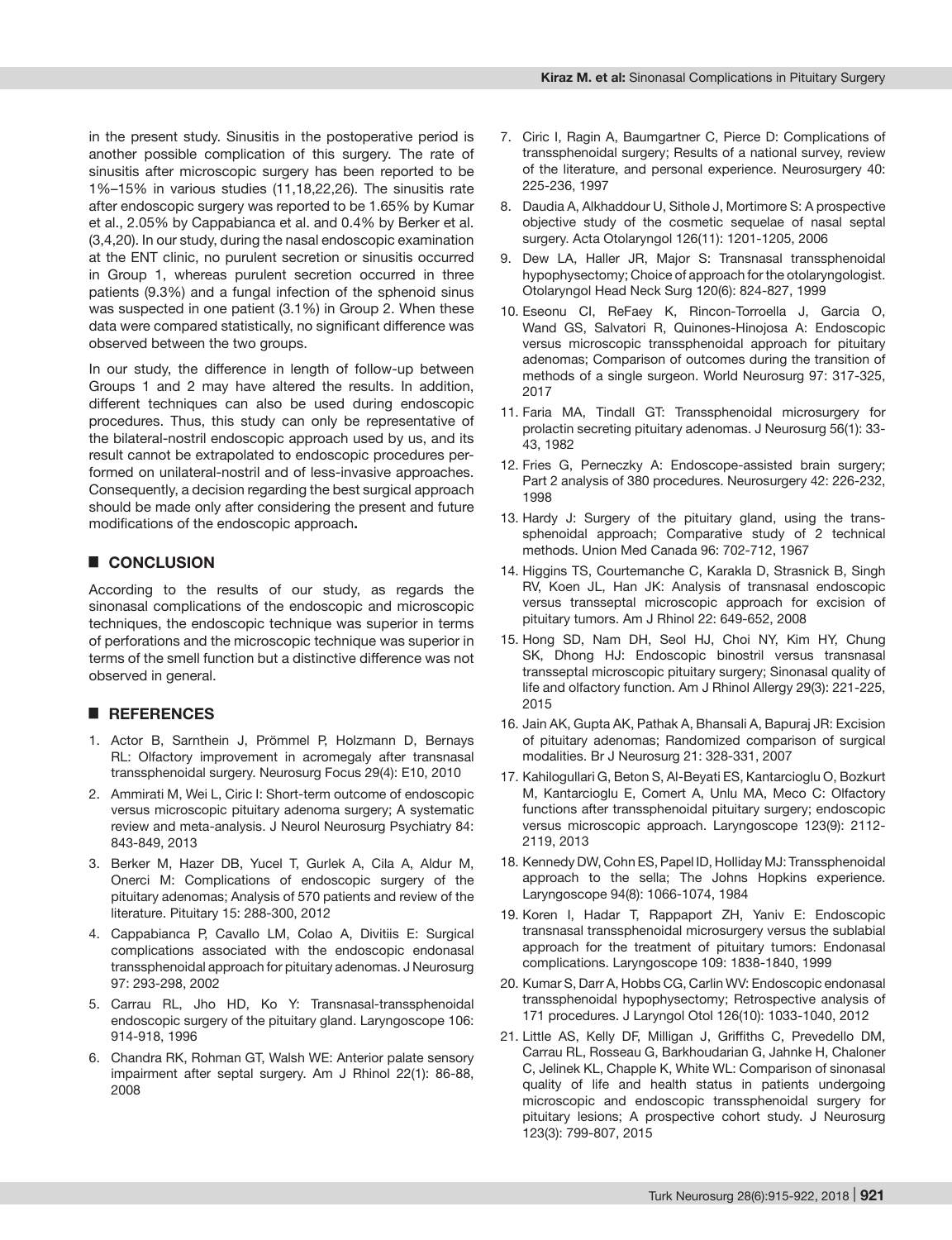in the present study. Sinusitis in the postoperative period is another possible complication of this surgery. The rate of sinusitis after microscopic surgery has been reported to be 1%–15% in various studies (11,18,22,26). The sinusitis rate after endoscopic surgery was reported to be 1.65% by Kumar et al., 2.05% by Cappabianca et al. and 0.4% by Berker et al. (3,4,20). In our study, during the nasal endoscopic examination at the ENT clinic, no purulent secretion or sinusitis occurred in Group 1, whereas purulent secretion occurred in three patients (9.3%) and a fungal infection of the sphenoid sinus was suspected in one patient (3.1%) in Group 2. When these data were compared statistically, no significant difference was observed between the two groups.

In our study, the difference in length of follow-up between Groups 1 and 2 may have altered the results. In addition, different techniques can also be used during endoscopic procedures. Thus, this study can only be representative of the bilateral-nostril endoscopic approach used by us, and its result cannot be extrapolated to endoscopic procedures performed on unilateral-nostril and of less-invasive approaches. Consequently, a decision regarding the best surgical approach should be made only after considering the present and future modifications of the endoscopic approach**.**

## CONCLUSION

According to the results of our study, as regards the sinonasal complications of the endoscopic and microscopic techniques, the endoscopic technique was superior in terms of perforations and the microscopic technique was superior in terms of the smell function but a distinctive difference was not observed in general.

## REFERENCES

1. Actor B, Sarnthein J, Prömmel P, Holzmann D, Bernays RL: Olfactory improvement in acromegaly after transnasal transsphenoidal surgery. Neurosurg Focus 29(4): E10, 2010
2. Ammirati M, Wei L, Ciric I: Short-term outcome of endoscopic versus microscopic pituitary adenoma surgery; A systematic review and meta-analysis. J Neurol Neurosurg Psychiatry 84: 843-849, 2013
3. Berker M, Hazer DB, Yucel T, Gurlek A, Cila A, Aldur M, Onerci M: Complications of endoscopic surgery of the pituitary adenomas; Analysis of 570 patients and review of the literature. Pituitary 15: 288-300, 2012
4. Cappabianca P, Cavallo LM, Colao A, Divitiis E: Surgical complications associated with the endoscopic endonasal transsphenoidal approach for pituitary adenomas. J Neurosurg 97: 293-298, 2002
5. Carrau RL, Jho HD, Ko Y: Transnasal-transsphenoidal endoscopic surgery of the pituitary gland. Laryngoscope 106: 914-918, 1996
6. Chandra RK, Rohman GT, Walsh WE: Anterior palate sensory impairment after septal surgery. Am J Rhinol 22(1): 86-88, 2008
7. Ciric I, Ragin A, Baumgartner C, Pierce D: Complications of transsphenoidal surgery; Results of a national survey, review of the literature, and personal experience. Neurosurgery 40: 225-236, 1997
8. Daudia A, Alkhaddour U, Sithole J, Mortimore S: A prospective objective study of the cosmetic sequelae of nasal septal surgery. Acta Otolaryngol 126(11): 1201-1205, 2006
9. Dew LA, Haller JR, Major S: Transnasal transsphenoidal hypophysectomy; Choice of approach for the otolaryngologist. Otolaryngol Head Neck Surg 120(6): 824-827, 1999
10. Eseonu CI, ReFaey K, Rincon-Torroella J, Garcia O, Wand GS, Salvatori R, Quinones-Hinojosa A: Endoscopic versus microscopic transsphenoidal approach for pituitary adenomas; Comparison of outcomes during the transition of methods of a single surgeon. World Neurosurg 97: 317-325, 2017
11. Faria MA, Tindall GT: Transsphenoidal microsurgery for prolactin secreting pituitary adenomas. J Neurosurg 56(1): 33-43, 1982
12. Fries G, Perneczky A: Endoscope-assisted brain surgery; Part 2 analysis of 380 procedures. Neurosurgery 42: 226-232, 1998
13. Hardy J: Surgery of the pituitary gland, using the transsphenoidal approach; Comparative study of 2 technical methods. Union Med Canada 96: 702-712, 1967
14. Higgins TS, Courtemanche C, Karakla D, Strasnick B, Singh RV, Koen JL, Han JK: Analysis of transnasal endoscopic versus transseptal microscopic approach for excision of pituitary tumors. Am J Rhinol 22: 649-652, 2008
15. Hong SD, Nam DH, Seol HJ, Choi NY, Kim HY, Chung SK, Dhong HJ: Endoscopic binostril versus transnasal transseptal microscopic pituitary surgery; Sinonasal quality of life and olfactory function. Am J Rhinol Allergy 29(3): 221-225, 2015
16. Jain AK, Gupta AK, Pathak A, Bhansali A, Bapuraj JR: Excision of pituitary adenomas; Randomized comparison of surgical modalities. Br J Neurosurg 21: 328-331, 2007
17. Kahilogullari G, Beton S, Al-Beyati ES, Kantarcioglu O, Bozkurt M, Kantarcioglu E, Comert A, Unlu MA, Meco C: Olfactory functions after transsphenoidal pituitary surgery; endoscopic versus microscopic approach. Laryngoscope 123(9): 2112-2119, 2013
18. Kennedy DW, Cohn ES, Papel ID, Holliday MJ: Transsphenoidal approach to the sella; The Johns Hopkins experience. Laryngoscope 94(8): 1066-1074, 1984
19. Koren I, Hadar T, Rappaport ZH, Yaniv E: Endoscopic transnasal transsphenoidal microsurgery versus the sublabial approach for the treatment of pituitary tumors: Endonasal complications. Laryngoscope 109: 1838-1840, 1999
20. Kumar S, Darr A, Hobbs CG, Carlin WV: Endoscopic endonasal transsphenoidal hypophysectomy; Retrospective analysis of 171 procedures. J Laryngol Otol 126(10): 1033-1040, 2012
21. Little AS, Kelly DF, Milligan J, Griffiths C, Prevedello DM, Carrau RL, Rosseau G, Barkhoudarian G, Jahnke H, Chaloner C, Jelinek KL, Chapple K, White WL: Comparison of sinonasal quality of life and health status in patients undergoing microscopic and endoscopic transsphenoidal surgery for pituitary lesions; A prospective cohort study. J Neurosurg 123(3): 799-807, 2015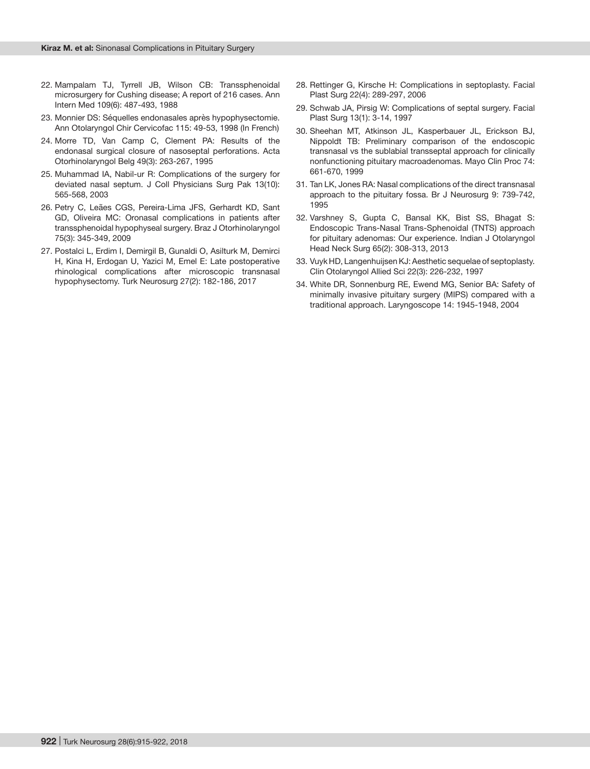22. Mampalam TJ, Tyrrell JB, Wilson CB: Transsphenoidal microsurgery for Cushing disease; A report of 216 cases. Ann Intern Med 109(6): 487-493, 1988
23. Monnier DS: Séquelles endonasales après hypophysectomie. Ann Otolaryngol Chir Cervicofac 115: 49-53, 1998 (In French)
24. Morre TD, Van Camp C, Clement PA: Results of the endonasal surgical closure of nasoseptal perforations. Acta Otorhinolaryngol Belg 49(3): 263-267, 1995
25. Muhammad IA, Nabil-ur R: Complications of the surgery for deviated nasal septum. J Coll Physicians Surg Pak 13(10): 565-568, 2003
26. Petry C, Leães CGS, Pereira-Lima JFS, Gerhardt KD, Sant GD, Oliveira MC: Oronasal complications in patients after transsphenoidal hypophyseal surgery. Braz J Otorhinolaryngol 75(3): 345-349, 2009
27. Postalci L, Erdim I, Demirgil B, Gunaldi O, Asilturk M, Demirci H, Kina H, Erdogan U, Yazici M, Emel E: Late postoperative rhinological complications after microscopic transnasal hypophysectomy. Turk Neurosurg 27(2): 182-186, 2017
28. Rettinger G, Kirsche H: Complications in septoplasty. Facial Plast Surg 22(4): 289-297, 2006
29. Schwab JA, Pirsig W: Complications of septal surgery. Facial Plast Surg 13(1): 3-14, 1997
30. Sheehan MT, Atkinson JL, Kasperbauer JL, Erickson BJ, Nippoldt TB: Preliminary comparison of the endoscopic transnasal vs the sublabial transseptal approach for clinically nonfunctioning pituitary macroadenomas. Mayo Clin Proc 74: 661-670, 1999
31. Tan LK, Jones RA: Nasal complications of the direct transnasal approach to the pituitary fossa. Br J Neurosurg 9: 739-742, 1995
32. Varshney S, Gupta C, Bansal KK, Bist SS, Bhagat S: Endoscopic Trans-Nasal Trans-Sphenoidal (TNTS) approach for pituitary adenomas: Our experience. Indian J Otolaryngol Head Neck Surg 65(2): 308-313, 2013
33. Vuyk HD, Langenhuijsen KJ: Aesthetic sequelae of septoplasty. Clin Otolaryngol Allied Sci 22(3): 226-232, 1997
34. White DR, Sonnenburg RE, Ewend MG, Senior BA: Safety of minimally invasive pituitary surgery (MIPS) compared with a traditional approach. Laryngoscope 14: 1945-1948, 2004